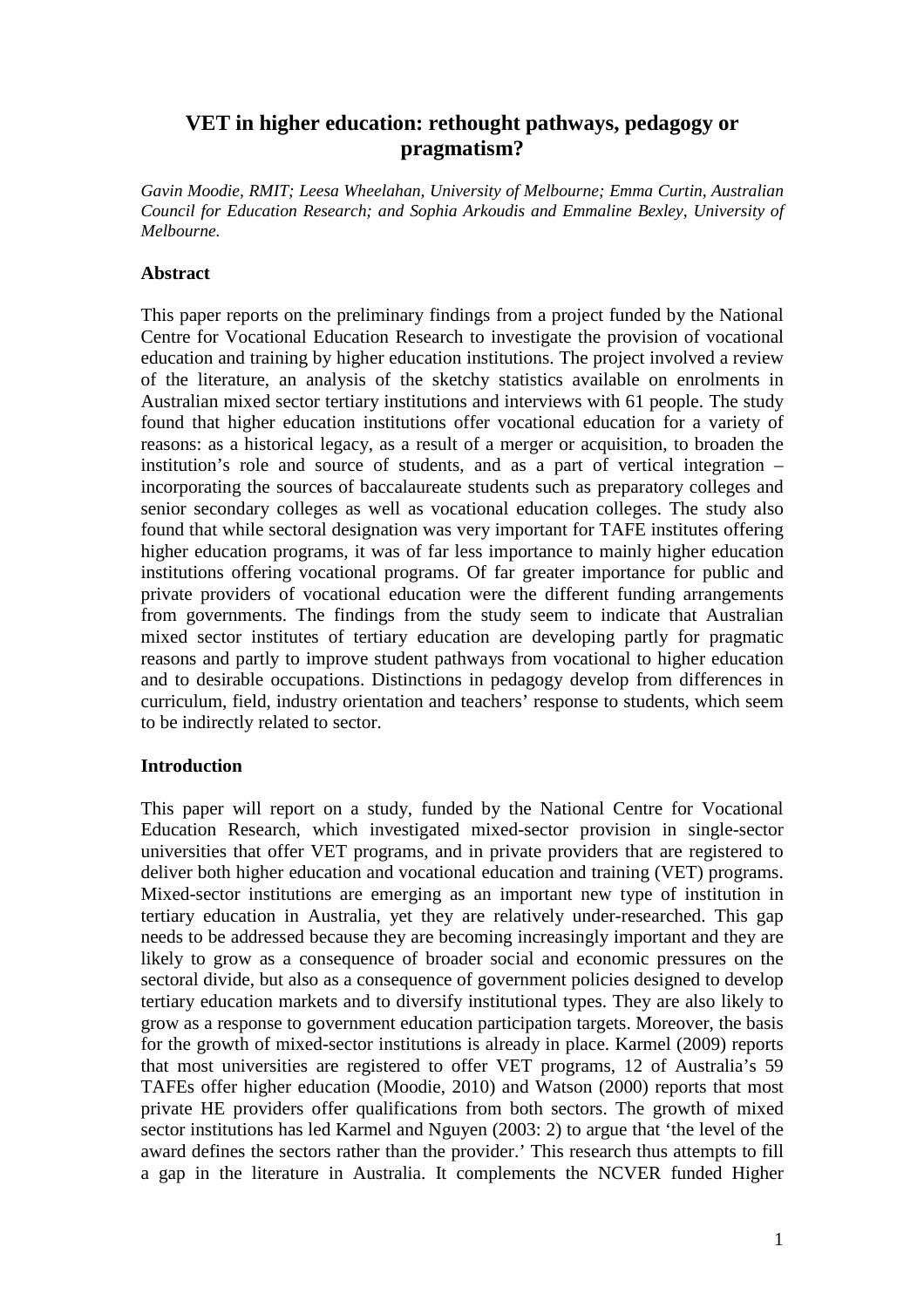# VET in higher education: rethought pathways, pedagogy or pragmatism?

*Gavin Moodie, RMIT; Leesa Wheelahan, University of Melbourne; Emma Curtin, Australian Council for Education Research; and Sophia Arkoudis and Emmaline Bexley, University of Melbourne.*

## Abstract

This paper reports on the preliminary findings from a project funded by the National Centre for Vocational Education Research to investigate the provision of vocational education and training by higher education institutions. The project involved a review of the literature, an analysis of the sketchy statistics available on enrolments in Australian mixed sector tertiary institutions and interviews with 61 people. The study found that higher education institutions offer vocational education for a variety of reasons: as a historical legacy, as a result of a merger or acquisition, to broaden the institution's role and source of students, and as a part of vertical integration – incorporating the sources of baccalaureate students such as preparatory colleges and senior secondary colleges as well as vocational education colleges. The study also found that while sectoral designation was very important for TAFE institutes offering higher education programs, it was of far less importance to mainly higher education institutions offering vocational programs. Of far greater importance for public and private providers of vocational education were the different funding arrangements from governments. The findings from the study seem to indicate that Australian mixed sector institutes of tertiary education are developing partly for pragmatic reasons and partly to improve student pathways from vocational to higher education and to desirable occupations. Distinctions in pedagogy develop from differences in curriculum, field, industry orientation and teachers' response to students, which seem to be indirectly related to sector.

## Introduction

This paper will report on a study, funded by the National Centre for Vocational Education Research, which investigated mixed-sector provision in single-sector universities that offer VET programs, and in private providers that are registered to deliver both higher education and vocational education and training (VET) programs. Mixed-sector institutions are emerging as an important new type of institution in tertiary education in Australia, yet they are relatively under-researched. This gap needs to be addressed because they are becoming increasingly important and they are likely to grow as a consequence of broader social and economic pressures on the sectoral divide, but also as a consequence of government policies designed to develop tertiary education markets and to diversify institutional types. They are also likely to grow as a response to government education participation targets. Moreover, the basis for the growth of mixed-sector institutions is already in place. Karmel (2009) reports that most universities are registered to offer VET programs, 12 of Australia's 59 TAFEs offer higher education (Moodie, 2010) and Watson (2000) reports that most private HE providers offer qualifications from both sectors. The growth of mixed sector institutions has led Karmel and Nguyen (2003: 2) to argue that 'the level of the award defines the sectors rather than the provider.' This research thus attempts to fill a gap in the literature in Australia. It complements the NCVER funded Higher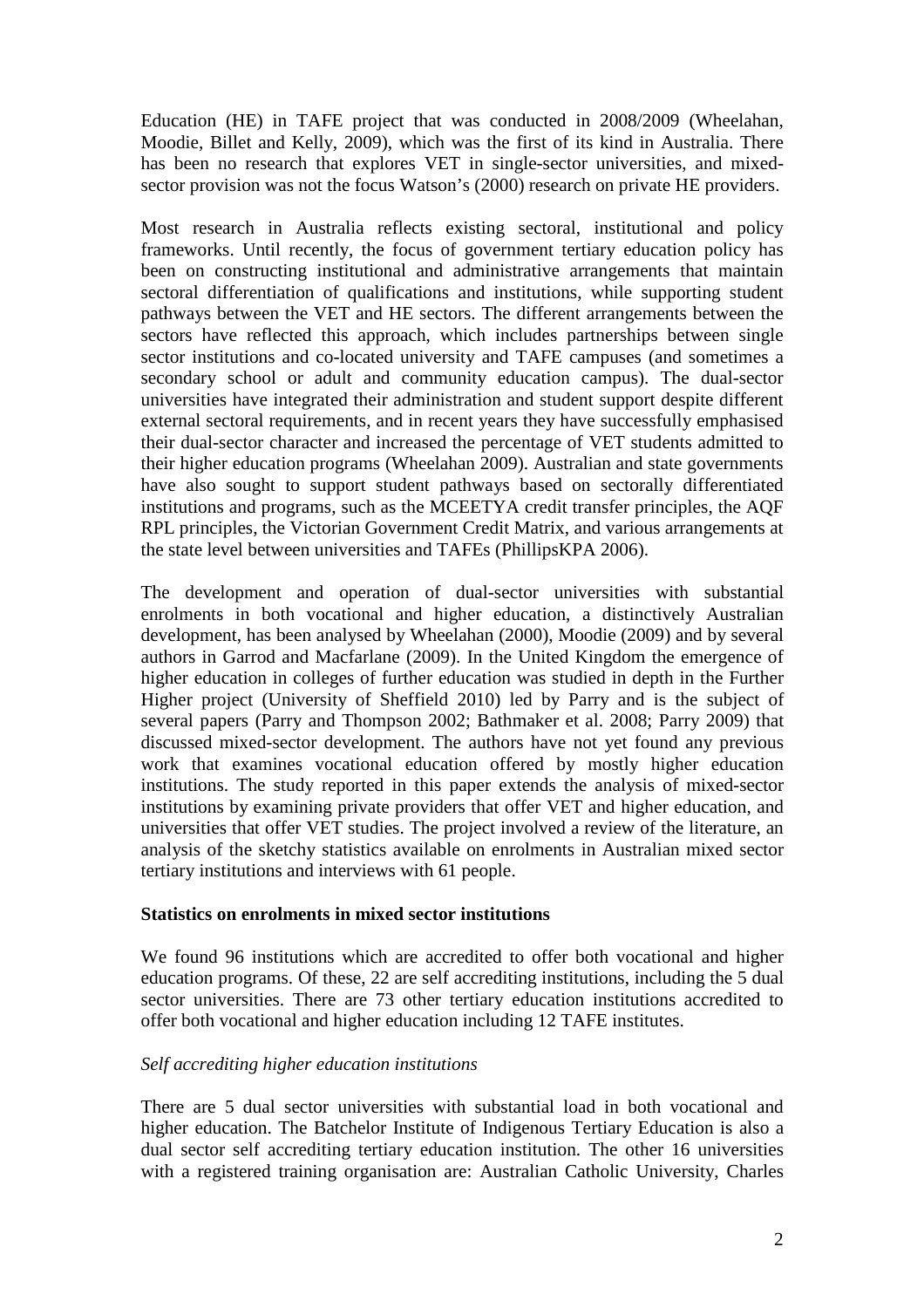Education (HE) in TAFE project that was conducted in 2008/2009 (Wheelahan, Moodie, Billet and Kelly, 2009), which was the first of its kind in Australia. There has been no research that explores VET in single-sector universities, and mixed-sector provision was not the focus Watson's (2000) research on private HE providers.

Most research in Australia reflects existing sectoral, institutional and policy frameworks. Until recently, the focus of government tertiary education policy has been on constructing institutional and administrative arrangements that maintain sectoral differentiation of qualifications and institutions, while supporting student pathways between the VET and HE sectors. The different arrangements between the sectors have reflected this approach, which includes partnerships between single sector institutions and co-located university and TAFE campuses (and sometimes a secondary school or adult and community education campus). The dual-sector universities have integrated their administration and student support despite different external sectoral requirements, and in recent years they have successfully emphasised their dual-sector character and increased the percentage of VET students admitted to their higher education programs (Wheelahan 2009). Australian and state governments have also sought to support student pathways based on sectorally differentiated institutions and programs, such as the MCEETYA credit transfer principles, the AQF RPL principles, the Victorian Government Credit Matrix, and various arrangements at the state level between universities and TAFEs (PhillipsKPA 2006).

The development and operation of dual-sector universities with substantial enrolments in both vocational and higher education, a distinctively Australian development, has been analysed by Wheelahan (2000), Moodie (2009) and by several authors in Garrod and Macfarlane (2009). In the United Kingdom the emergence of higher education in colleges of further education was studied in depth in the Further Higher project (University of Sheffield 2010) led by Parry and is the subject of several papers (Parry and Thompson 2002; Bathmaker et al. 2008; Parry 2009) that discussed mixed-sector development. The authors have not yet found any previous work that examines vocational education offered by mostly higher education institutions. The study reported in this paper extends the analysis of mixed-sector institutions by examining private providers that offer VET and higher education, and universities that offer VET studies. The project involved a review of the literature, an analysis of the sketchy statistics available on enrolments in Australian mixed sector tertiary institutions and interviews with 61 people.

**Statistics on enrolments in mixed sector institutions**

We found 96 institutions which are accredited to offer both vocational and higher education programs. Of these, 22 are self accrediting institutions, including the 5 dual sector universities. There are 73 other tertiary education institutions accredited to offer both vocational and higher education including 12 TAFE institutes.

*Self accrediting higher education institutions*

There are 5 dual sector universities with substantial load in both vocational and higher education. The Batchelor Institute of Indigenous Tertiary Education is also a dual sector self accrediting tertiary education institution. The other 16 universities with a registered training organisation are: Australian Catholic University, Charles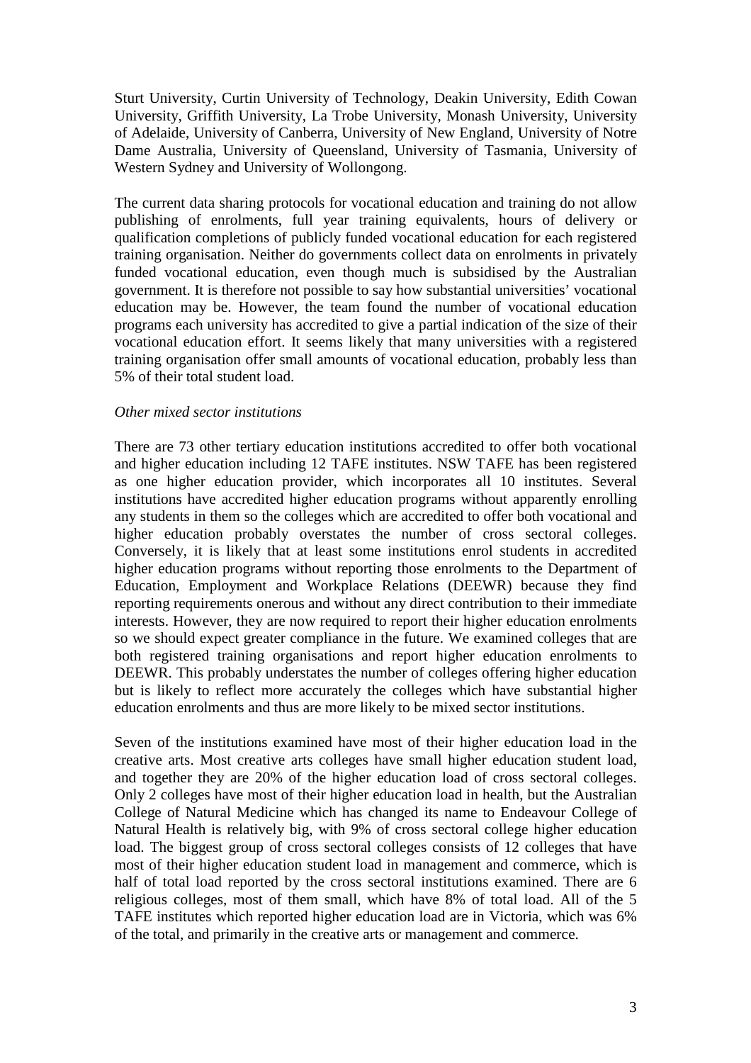Sturt University, Curtin University of Technology, Deakin University, Edith Cowan University, Griffith University, La Trobe University, Monash University, University of Adelaide, University of Canberra, University of New England, University of Notre Dame Australia, University of Queensland, University of Tasmania, University of Western Sydney and University of Wollongong.

The current data sharing protocols for vocational education and training do not allow publishing of enrolments, full year training equivalents, hours of delivery or qualification completions of publicly funded vocational education for each registered training organisation. Neither do governments collect data on enrolments in privately funded vocational education, even though much is subsidised by the Australian government. It is therefore not possible to say how substantial universities' vocational education may be. However, the team found the number of vocational education programs each university has accredited to give a partial indication of the size of their vocational education effort. It seems likely that many universities with a registered training organisation offer small amounts of vocational education, probably less than 5% of their total student load.

*Other mixed sector institutions*

There are 73 other tertiary education institutions accredited to offer both vocational and higher education including 12 TAFE institutes. NSW TAFE has been registered as one higher education provider, which incorporates all 10 institutes. Several institutions have accredited higher education programs without apparently enrolling any students in them so the colleges which are accredited to offer both vocational and higher education probably overstates the number of cross sectoral colleges. Conversely, it is likely that at least some institutions enrol students in accredited higher education programs without reporting those enrolments to the Department of Education, Employment and Workplace Relations (DEEWR) because they find reporting requirements onerous and without any direct contribution to their immediate interests. However, they are now required to report their higher education enrolments so we should expect greater compliance in the future. We examined colleges that are both registered training organisations and report higher education enrolments to DEEWR. This probably understates the number of colleges offering higher education but is likely to reflect more accurately the colleges which have substantial higher education enrolments and thus are more likely to be mixed sector institutions.

Seven of the institutions examined have most of their higher education load in the creative arts. Most creative arts colleges have small higher education student load, and together they are 20% of the higher education load of cross sectoral colleges. Only 2 colleges have most of their higher education load in health, but the Australian College of Natural Medicine which has changed its name to Endeavour College of Natural Health is relatively big, with 9% of cross sectoral college higher education load. The biggest group of cross sectoral colleges consists of 12 colleges that have most of their higher education student load in management and commerce, which is half of total load reported by the cross sectoral institutions examined. There are 6 religious colleges, most of them small, which have 8% of total load. All of the 5 TAFE institutes which reported higher education load are in Victoria, which was 6% of the total, and primarily in the creative arts or management and commerce.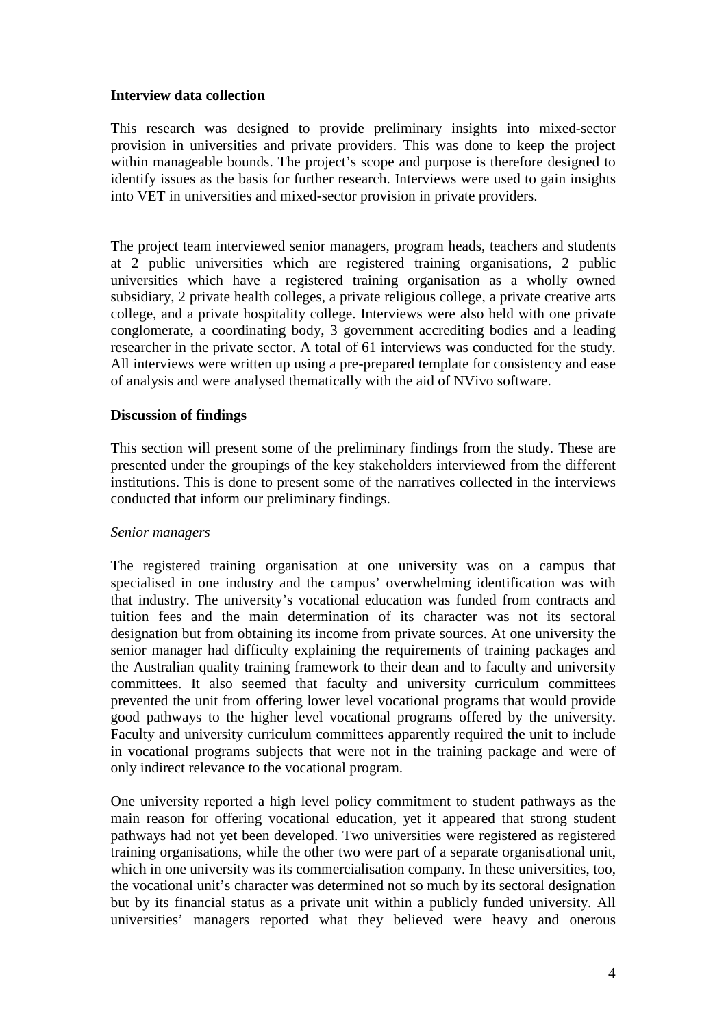**Interview data collection**

This research was designed to provide preliminary insights into mixed-sector provision in universities and private providers. This was done to keep the project within manageable bounds. The project's scope and purpose is therefore designed to identify issues as the basis for further research. Interviews were used to gain insights into VET in universities and mixed-sector provision in private providers.

The project team interviewed senior managers, program heads, teachers and students at 2 public universities which are registered training organisations, 2 public universities which have a registered training organisation as a wholly owned subsidiary, 2 private health colleges, a private religious college, a private creative arts college, and a private hospitality college. Interviews were also held with one private conglomerate, a coordinating body, 3 government accrediting bodies and a leading researcher in the private sector. A total of 61 interviews was conducted for the study. All interviews were written up using a pre-prepared template for consistency and ease of analysis and were analysed thematically with the aid of NVivo software.

**Discussion of findings**

This section will present some of the preliminary findings from the study. These are presented under the groupings of the key stakeholders interviewed from the different institutions. This is done to present some of the narratives collected in the interviews conducted that inform our preliminary findings.

*Senior managers*

The registered training organisation at one university was on a campus that specialised in one industry and the campus' overwhelming identification was with that industry. The university's vocational education was funded from contracts and tuition fees and the main determination of its character was not its sectoral designation but from obtaining its income from private sources. At one university the senior manager had difficulty explaining the requirements of training packages and the Australian quality training framework to their dean and to faculty and university committees. It also seemed that faculty and university curriculum committees prevented the unit from offering lower level vocational programs that would provide good pathways to the higher level vocational programs offered by the university. Faculty and university curriculum committees apparently required the unit to include in vocational programs subjects that were not in the training package and were of only indirect relevance to the vocational program.

One university reported a high level policy commitment to student pathways as the main reason for offering vocational education, yet it appeared that strong student pathways had not yet been developed. Two universities were registered as registered training organisations, while the other two were part of a separate organisational unit, which in one university was its commercialisation company. In these universities, too, the vocational unit's character was determined not so much by its sectoral designation but by its financial status as a private unit within a publicly funded university. All universities' managers reported what they believed were heavy and onerous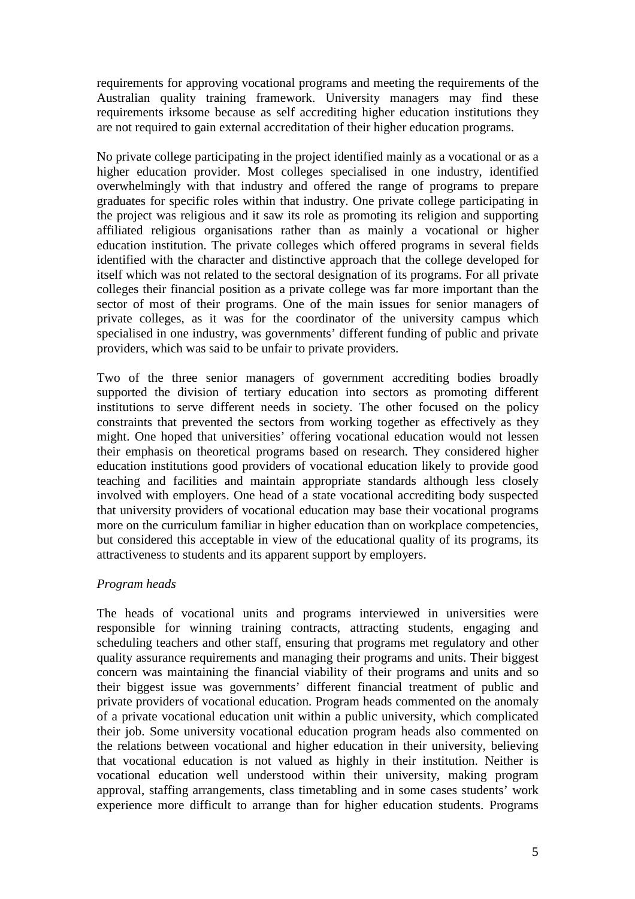requirements for approving vocational programs and meeting the requirements of the Australian quality training framework. University managers may find these requirements irksome because as self accrediting higher education institutions they are not required to gain external accreditation of their higher education programs.

No private college participating in the project identified mainly as a vocational or as a higher education provider. Most colleges specialised in one industry, identified overwhelmingly with that industry and offered the range of programs to prepare graduates for specific roles within that industry. One private college participating in the project was religious and it saw its role as promoting its religion and supporting affiliated religious organisations rather than as mainly a vocational or higher education institution. The private colleges which offered programs in several fields identified with the character and distinctive approach that the college developed for itself which was not related to the sectoral designation of its programs. For all private colleges their financial position as a private college was far more important than the sector of most of their programs. One of the main issues for senior managers of private colleges, as it was for the coordinator of the university campus which specialised in one industry, was governments' different funding of public and private providers, which was said to be unfair to private providers.

Two of the three senior managers of government accrediting bodies broadly supported the division of tertiary education into sectors as promoting different institutions to serve different needs in society. The other focused on the policy constraints that prevented the sectors from working together as effectively as they might. One hoped that universities' offering vocational education would not lessen their emphasis on theoretical programs based on research. They considered higher education institutions good providers of vocational education likely to provide good teaching and facilities and maintain appropriate standards although less closely involved with employers. One head of a state vocational accrediting body suspected that university providers of vocational education may base their vocational programs more on the curriculum familiar in higher education than on workplace competencies, but considered this acceptable in view of the educational quality of its programs, its attractiveness to students and its apparent support by employers.

*Program heads*

The heads of vocational units and programs interviewed in universities were responsible for winning training contracts, attracting students, engaging and scheduling teachers and other staff, ensuring that programs met regulatory and other quality assurance requirements and managing their programs and units. Their biggest concern was maintaining the financial viability of their programs and units and so their biggest issue was governments' different financial treatment of public and private providers of vocational education. Program heads commented on the anomaly of a private vocational education unit within a public university, which complicated their job. Some university vocational education program heads also commented on the relations between vocational and higher education in their university, believing that vocational education is not valued as highly in their institution. Neither is vocational education well understood within their university, making program approval, staffing arrangements, class timetabling and in some cases students' work experience more difficult to arrange than for higher education students. Programs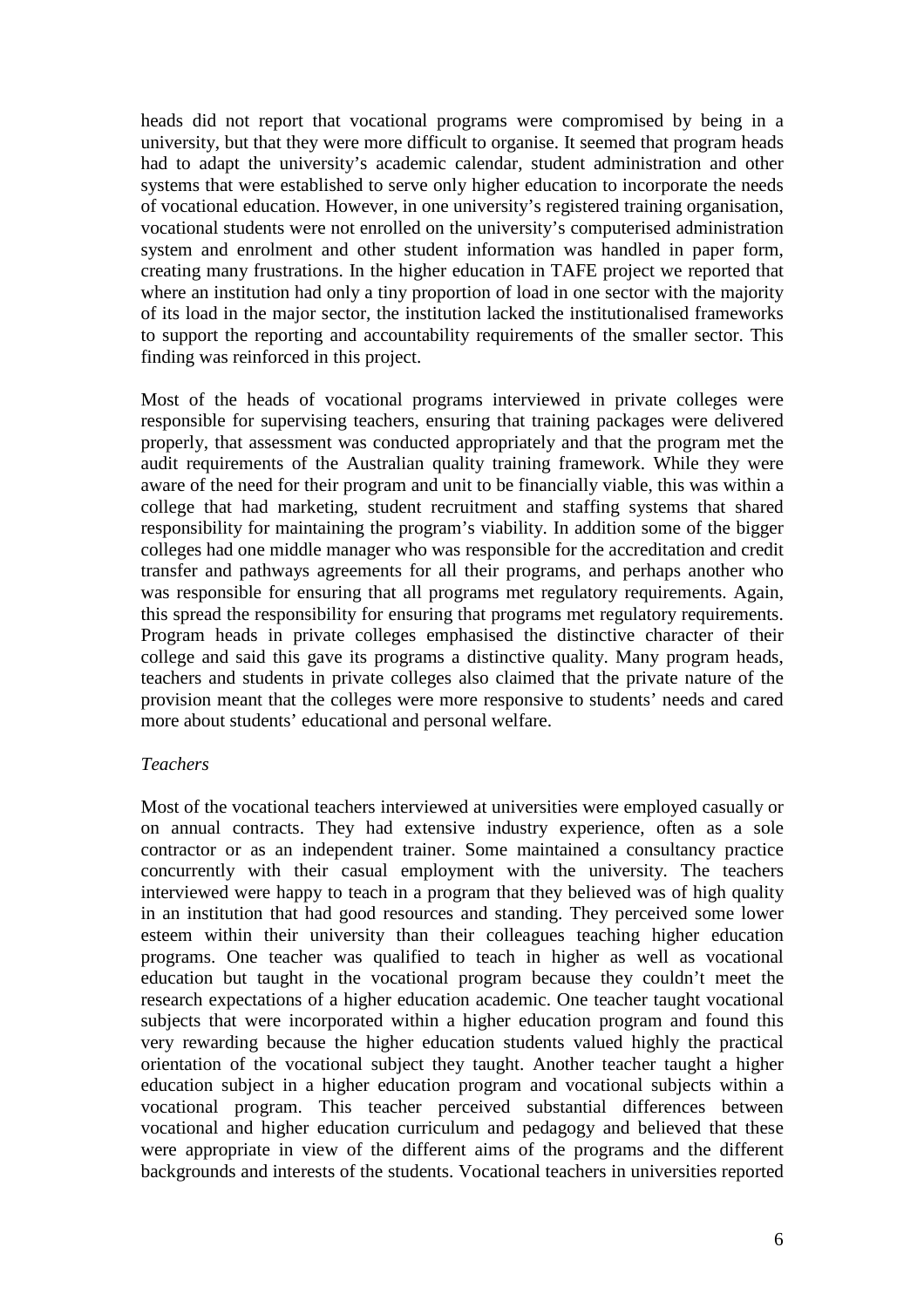heads did not report that vocational programs were compromised by being in a university, but that they were more difficult to organise. It seemed that program heads had to adapt the university's academic calendar, student administration and other systems that were established to serve only higher education to incorporate the needs of vocational education. However, in one university's registered training organisation, vocational students were not enrolled on the university's computerised administration system and enrolment and other student information was handled in paper form, creating many frustrations. In the higher education in TAFE project we reported that where an institution had only a tiny proportion of load in one sector with the majority of its load in the major sector, the institution lacked the institutionalised frameworks to support the reporting and accountability requirements of the smaller sector. This finding was reinforced in this project.

Most of the heads of vocational programs interviewed in private colleges were responsible for supervising teachers, ensuring that training packages were delivered properly, that assessment was conducted appropriately and that the program met the audit requirements of the Australian quality training framework. While they were aware of the need for their program and unit to be financially viable, this was within a college that had marketing, student recruitment and staffing systems that shared responsibility for maintaining the program's viability. In addition some of the bigger colleges had one middle manager who was responsible for the accreditation and credit transfer and pathways agreements for all their programs, and perhaps another who was responsible for ensuring that all programs met regulatory requirements. Again, this spread the responsibility for ensuring that programs met regulatory requirements. Program heads in private colleges emphasised the distinctive character of their college and said this gave its programs a distinctive quality. Many program heads, teachers and students in private colleges also claimed that the private nature of the provision meant that the colleges were more responsive to students' needs and cared more about students' educational and personal welfare.

*Teachers*

Most of the vocational teachers interviewed at universities were employed casually or on annual contracts. They had extensive industry experience, often as a sole contractor or as an independent trainer. Some maintained a consultancy practice concurrently with their casual employment with the university. The teachers interviewed were happy to teach in a program that they believed was of high quality in an institution that had good resources and standing. They perceived some lower esteem within their university than their colleagues teaching higher education programs. One teacher was qualified to teach in higher as well as vocational education but taught in the vocational program because they couldn't meet the research expectations of a higher education academic. One teacher taught vocational subjects that were incorporated within a higher education program and found this very rewarding because the higher education students valued highly the practical orientation of the vocational subject they taught. Another teacher taught a higher education subject in a higher education program and vocational subjects within a vocational program. This teacher perceived substantial differences between vocational and higher education curriculum and pedagogy and believed that these were appropriate in view of the different aims of the programs and the different backgrounds and interests of the students. Vocational teachers in universities reported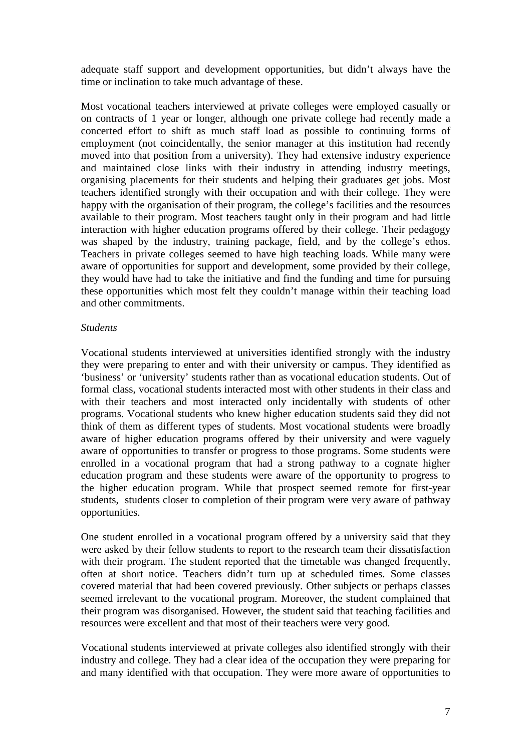adequate staff support and development opportunities, but didn't always have the time or inclination to take much advantage of these.

Most vocational teachers interviewed at private colleges were employed casually or on contracts of 1 year or longer, although one private college had recently made a concerted effort to shift as much staff load as possible to continuing forms of employment (not coincidentally, the senior manager at this institution had recently moved into that position from a university). They had extensive industry experience and maintained close links with their industry in attending industry meetings, organising placements for their students and helping their graduates get jobs. Most teachers identified strongly with their occupation and with their college. They were happy with the organisation of their program, the college's facilities and the resources available to their program. Most teachers taught only in their program and had little interaction with higher education programs offered by their college. Their pedagogy was shaped by the industry, training package, field, and by the college's ethos. Teachers in private colleges seemed to have high teaching loads. While many were aware of opportunities for support and development, some provided by their college, they would have had to take the initiative and find the funding and time for pursuing these opportunities which most felt they couldn't manage within their teaching load and other commitments.

*Students*

Vocational students interviewed at universities identified strongly with the industry they were preparing to enter and with their university or campus. They identified as 'business' or 'university' students rather than as vocational education students. Out of formal class, vocational students interacted most with other students in their class and with their teachers and most interacted only incidentally with students of other programs. Vocational students who knew higher education students said they did not think of them as different types of students. Most vocational students were broadly aware of higher education programs offered by their university and were vaguely aware of opportunities to transfer or progress to those programs. Some students were enrolled in a vocational program that had a strong pathway to a cognate higher education program and these students were aware of the opportunity to progress to the higher education program. While that prospect seemed remote for first-year students, students closer to completion of their program were very aware of pathway opportunities.

One student enrolled in a vocational program offered by a university said that they were asked by their fellow students to report to the research team their dissatisfaction with their program. The student reported that the timetable was changed frequently, often at short notice. Teachers didn't turn up at scheduled times. Some classes covered material that had been covered previously. Other subjects or perhaps classes seemed irrelevant to the vocational program. Moreover, the student complained that their program was disorganised. However, the student said that teaching facilities and resources were excellent and that most of their teachers were very good.

Vocational students interviewed at private colleges also identified strongly with their industry and college. They had a clear idea of the occupation they were preparing for and many identified with that occupation. They were more aware of opportunities to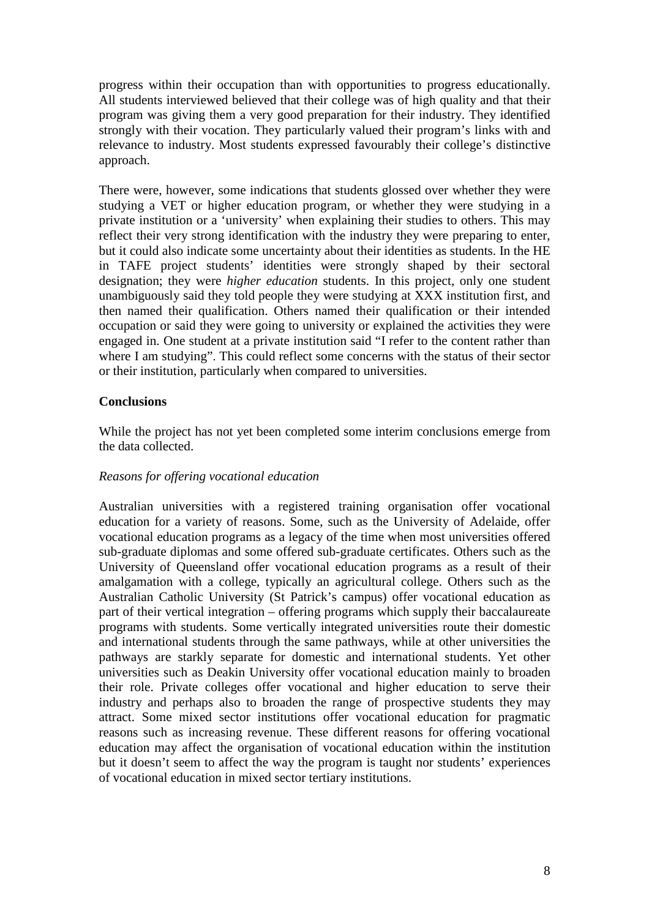progress within their occupation than with opportunities to progress educationally. All students interviewed believed that their college was of high quality and that their program was giving them a very good preparation for their industry. They identified strongly with their vocation. They particularly valued their program's links with and relevance to industry. Most students expressed favourably their college's distinctive approach.

There were, however, some indications that students glossed over whether they were studying a VET or higher education program, or whether they were studying in a private institution or a 'university' when explaining their studies to others. This may reflect their very strong identification with the industry they were preparing to enter, but it could also indicate some uncertainty about their identities as students. In the HE in TAFE project students' identities were strongly shaped by their sectoral designation; they were *higher education* students. In this project, only one student unambiguously said they told people they were studying at XXX institution first, and then named their qualification. Others named their qualification or their intended occupation or said they were going to university or explained the activities they were engaged in. One student at a private institution said "I refer to the content rather than where I am studying". This could reflect some concerns with the status of their sector or their institution, particularly when compared to universities.

**Conclusions**

While the project has not yet been completed some interim conclusions emerge from the data collected.

*Reasons for offering vocational education*

Australian universities with a registered training organisation offer vocational education for a variety of reasons. Some, such as the University of Adelaide, offer vocational education programs as a legacy of the time when most universities offered sub-graduate diplomas and some offered sub-graduate certificates. Others such as the University of Queensland offer vocational education programs as a result of their amalgamation with a college, typically an agricultural college. Others such as the Australian Catholic University (St Patrick's campus) offer vocational education as part of their vertical integration – offering programs which supply their baccalaureate programs with students. Some vertically integrated universities route their domestic and international students through the same pathways, while at other universities the pathways are starkly separate for domestic and international students. Yet other universities such as Deakin University offer vocational education mainly to broaden their role. Private colleges offer vocational and higher education to serve their industry and perhaps also to broaden the range of prospective students they may attract. Some mixed sector institutions offer vocational education for pragmatic reasons such as increasing revenue. These different reasons for offering vocational education may affect the organisation of vocational education within the institution but it doesn't seem to affect the way the program is taught nor students' experiences of vocational education in mixed sector tertiary institutions.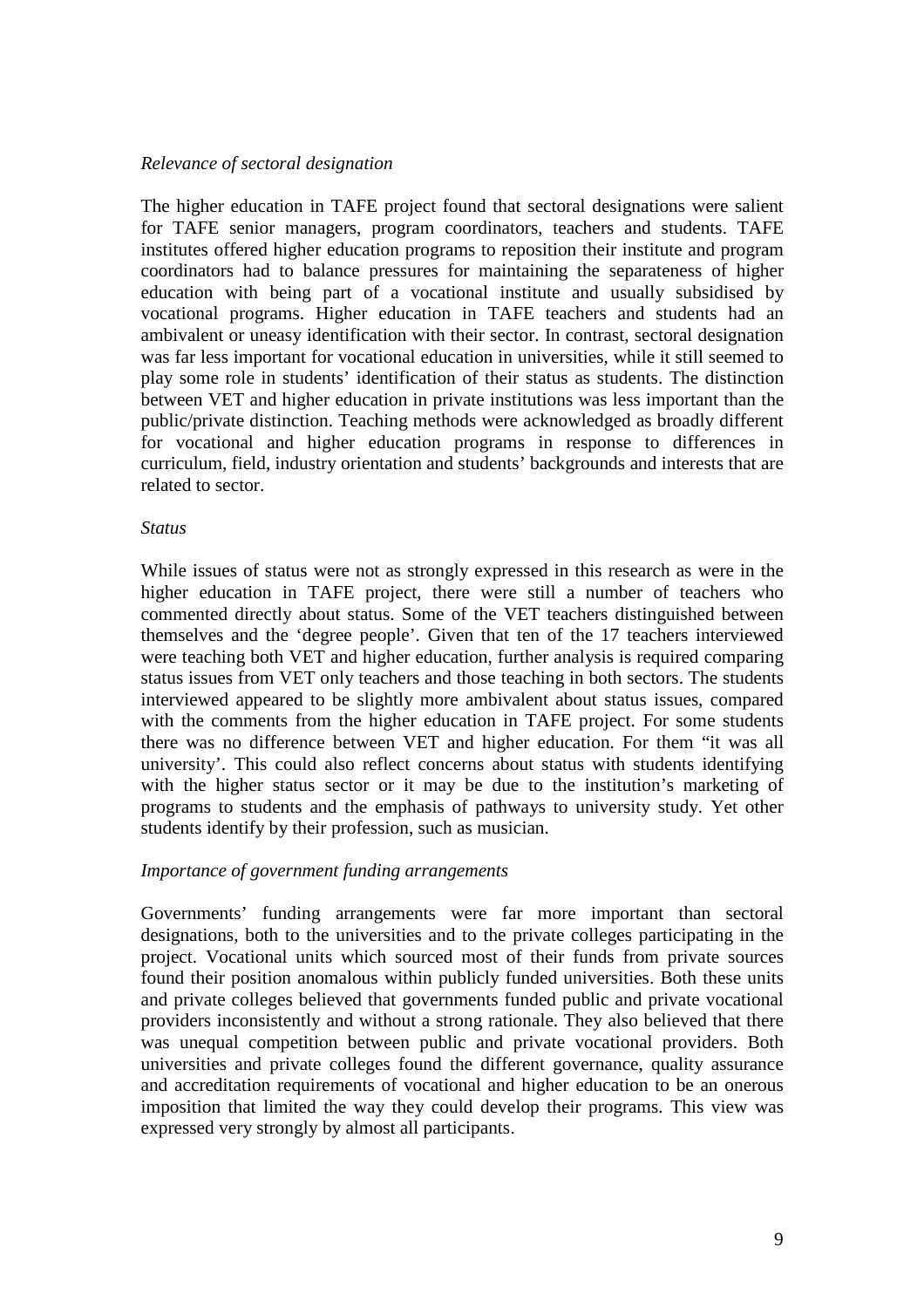*Relevance of sectoral designation*

The higher education in TAFE project found that sectoral designations were salient for TAFE senior managers, program coordinators, teachers and students. TAFE institutes offered higher education programs to reposition their institute and program coordinators had to balance pressures for maintaining the separateness of higher education with being part of a vocational institute and usually subsidised by vocational programs. Higher education in TAFE teachers and students had an ambivalent or uneasy identification with their sector. In contrast, sectoral designation was far less important for vocational education in universities, while it still seemed to play some role in students' identification of their status as students. The distinction between VET and higher education in private institutions was less important than the public/private distinction. Teaching methods were acknowledged as broadly different for vocational and higher education programs in response to differences in curriculum, field, industry orientation and students' backgrounds and interests that are related to sector.

*Status*

While issues of status were not as strongly expressed in this research as were in the higher education in TAFE project, there were still a number of teachers who commented directly about status. Some of the VET teachers distinguished between themselves and the 'degree people'. Given that ten of the 17 teachers interviewed were teaching both VET and higher education, further analysis is required comparing status issues from VET only teachers and those teaching in both sectors. The students interviewed appeared to be slightly more ambivalent about status issues, compared with the comments from the higher education in TAFE project. For some students there was no difference between VET and higher education. For them "it was all university'. This could also reflect concerns about status with students identifying with the higher status sector or it may be due to the institution's marketing of programs to students and the emphasis of pathways to university study. Yet other students identify by their profession, such as musician.

*Importance of government funding arrangements*

Governments' funding arrangements were far more important than sectoral designations, both to the universities and to the private colleges participating in the project. Vocational units which sourced most of their funds from private sources found their position anomalous within publicly funded universities. Both these units and private colleges believed that governments funded public and private vocational providers inconsistently and without a strong rationale. They also believed that there was unequal competition between public and private vocational providers. Both universities and private colleges found the different governance, quality assurance and accreditation requirements of vocational and higher education to be an onerous imposition that limited the way they could develop their programs. This view was expressed very strongly by almost all participants.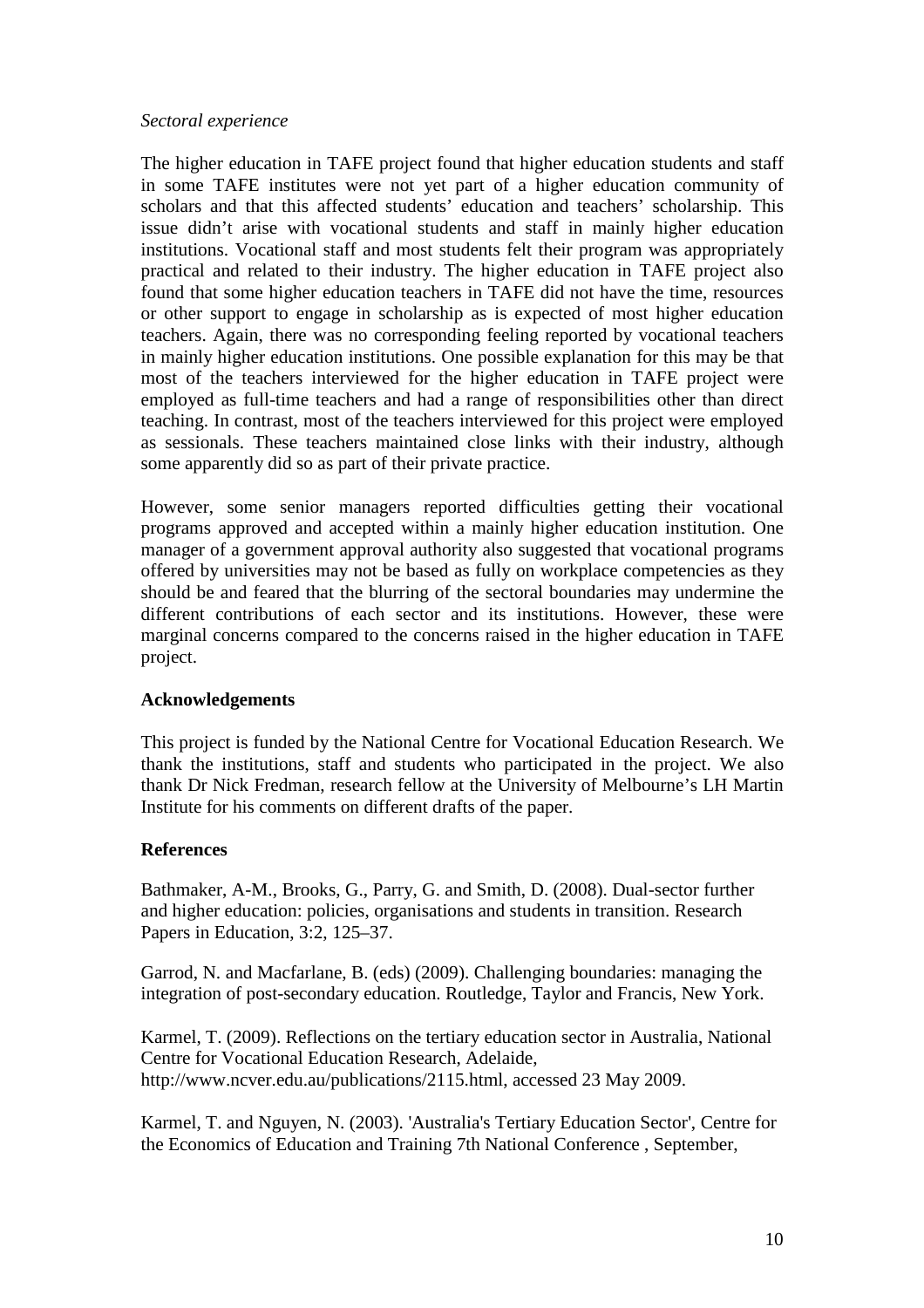*Sectoral experience*

The higher education in TAFE project found that higher education students and staff in some TAFE institutes were not yet part of a higher education community of scholars and that this affected students' education and teachers' scholarship. This issue didn't arise with vocational students and staff in mainly higher education institutions. Vocational staff and most students felt their program was appropriately practical and related to their industry. The higher education in TAFE project also found that some higher education teachers in TAFE did not have the time, resources or other support to engage in scholarship as is expected of most higher education teachers. Again, there was no corresponding feeling reported by vocational teachers in mainly higher education institutions. One possible explanation for this may be that most of the teachers interviewed for the higher education in TAFE project were employed as full-time teachers and had a range of responsibilities other than direct teaching. In contrast, most of the teachers interviewed for this project were employed as sessionals. These teachers maintained close links with their industry, although some apparently did so as part of their private practice.

However, some senior managers reported difficulties getting their vocational programs approved and accepted within a mainly higher education institution. One manager of a government approval authority also suggested that vocational programs offered by universities may not be based as fully on workplace competencies as they should be and feared that the blurring of the sectoral boundaries may undermine the different contributions of each sector and its institutions. However, these were marginal concerns compared to the concerns raised in the higher education in TAFE project.

**Acknowledgements**

This project is funded by the National Centre for Vocational Education Research. We thank the institutions, staff and students who participated in the project. We also thank Dr Nick Fredman, research fellow at the University of Melbourne's LH Martin Institute for his comments on different drafts of the paper.

**References**

Bathmaker, A-M., Brooks, G., Parry, G. and Smith, D. (2008). Dual-sector further and higher education: policies, organisations and students in transition. Research Papers in Education, 3:2, 125–37.

Garrod, N. and Macfarlane, B. (eds) (2009). Challenging boundaries: managing the integration of post-secondary education. Routledge, Taylor and Francis, New York.

Karmel, T. (2009). Reflections on the tertiary education sector in Australia, National Centre for Vocational Education Research, Adelaide, http://www.ncver.edu.au/publications/2115.html, accessed 23 May 2009.

Karmel, T. and Nguyen, N. (2003). 'Australia's Tertiary Education Sector', Centre for the Economics of Education and Training 7th National Conference , September,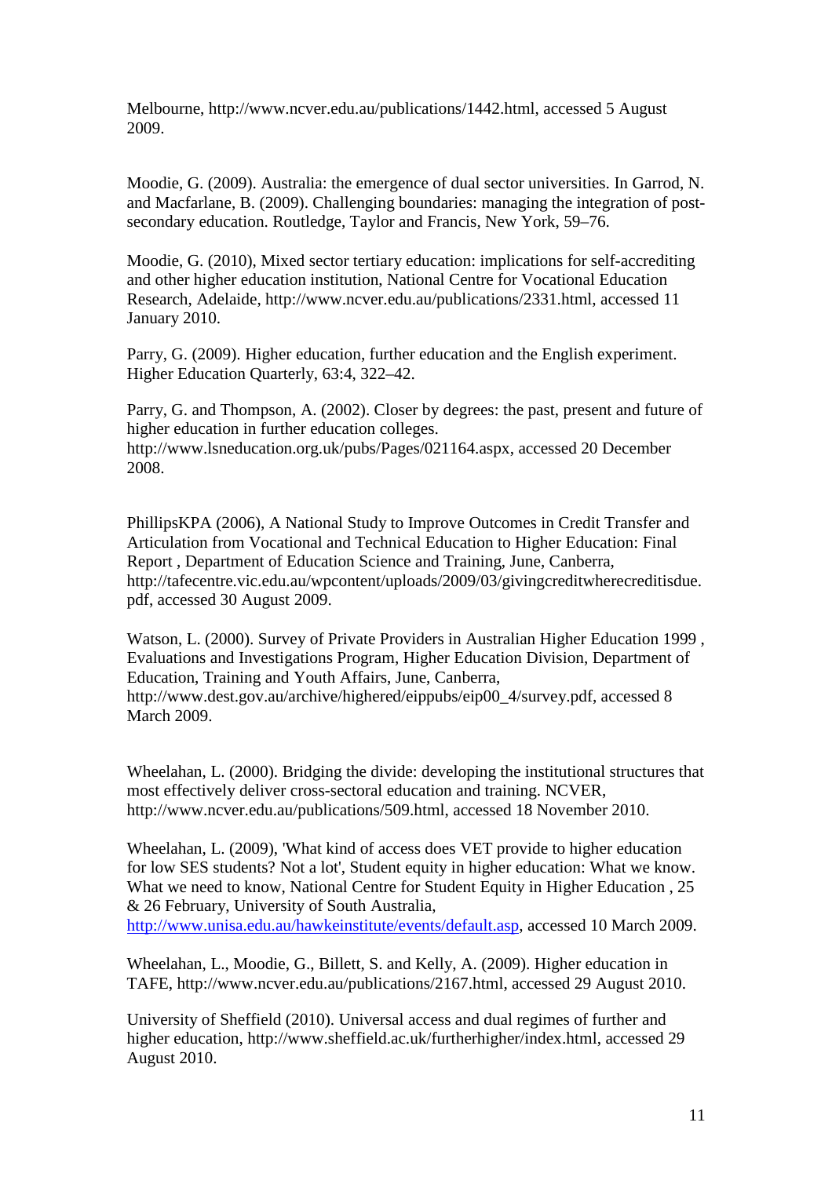Melbourne, http://www.ncver.edu.au/publications/1442.html, accessed 5 August 2009.

Moodie, G. (2009). Australia: the emergence of dual sector universities. In Garrod, N. and Macfarlane, B. (2009). Challenging boundaries: managing the integration of post-secondary education. Routledge, Taylor and Francis, New York, 59–76.

Moodie, G. (2010), Mixed sector tertiary education: implications for self-accrediting and other higher education institution, National Centre for Vocational Education Research, Adelaide, http://www.ncver.edu.au/publications/2331.html, accessed 11 January 2010.

Parry, G. (2009). Higher education, further education and the English experiment. Higher Education Quarterly, 63:4, 322–42.

Parry, G. and Thompson, A. (2002). Closer by degrees: the past, present and future of higher education in further education colleges. http://www.lsneducation.org.uk/pubs/Pages/021164.aspx, accessed 20 December 2008.

PhillipsKPA (2006), A National Study to Improve Outcomes in Credit Transfer and Articulation from Vocational and Technical Education to Higher Education: Final Report , Department of Education Science and Training, June, Canberra, http://tafecentre.vic.edu.au/wpcontent/uploads/2009/03/givingcreditwherecreditisdue.pdf, accessed 30 August 2009.

Watson, L. (2000). Survey of Private Providers in Australian Higher Education 1999 , Evaluations and Investigations Program, Higher Education Division, Department of Education, Training and Youth Affairs, June, Canberra, http://www.dest.gov.au/archive/highered/eippubs/eip00_4/survey.pdf, accessed 8 March 2009.

Wheelahan, L. (2000). Bridging the divide: developing the institutional structures that most effectively deliver cross-sectoral education and training. NCVER, http://www.ncver.edu.au/publications/509.html, accessed 18 November 2010.

Wheelahan, L. (2009), 'What kind of access does VET provide to higher education for low SES students? Not a lot', Student equity in higher education: What we know. What we need to know, National Centre for Student Equity in Higher Education , 25 & 26 February, University of South Australia, http://www.unisa.edu.au/hawkeinstitute/events/default.asp, accessed 10 March 2009.

Wheelahan, L., Moodie, G., Billett, S. and Kelly, A. (2009). Higher education in TAFE, http://www.ncver.edu.au/publications/2167.html, accessed 29 August 2010.

University of Sheffield (2010). Universal access and dual regimes of further and higher education, http://www.sheffield.ac.uk/furtherhigher/index.html, accessed 29 August 2010.